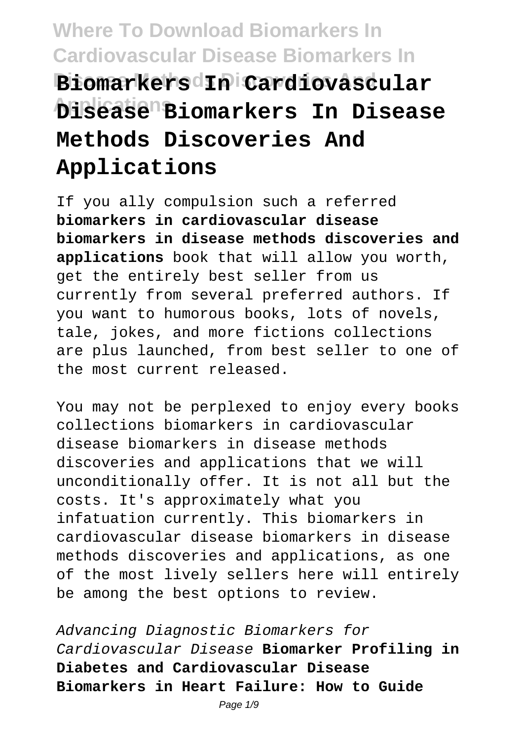# Biomarkers In Cardiovascular Disease Biomarkers In Disease Methods Discoveries And Applications

If you ally compulsion such a referred **biomarkers in cardiovascular disease biomarkers in disease methods discoveries and applications** book that will allow you worth, get the entirely best seller from us currently from several preferred authors. If you want to humorous books, lots of novels, tale, jokes, and more fictions collections are plus launched, from best seller to one of the most current released.

You may not be perplexed to enjoy every books collections biomarkers in cardiovascular disease biomarkers in disease methods discoveries and applications that we will unconditionally offer. It is not all but the costs. It's approximately what you infatuation currently. This biomarkers in cardiovascular disease biomarkers in disease methods discoveries and applications, as one of the most lively sellers here will entirely be among the best options to review.

*Advancing Diagnostic Biomarkers for Cardiovascular Disease* **Biomarker Profiling in Diabetes and Cardiovascular Disease** **Biomarkers in Heart Failure: How to Guide**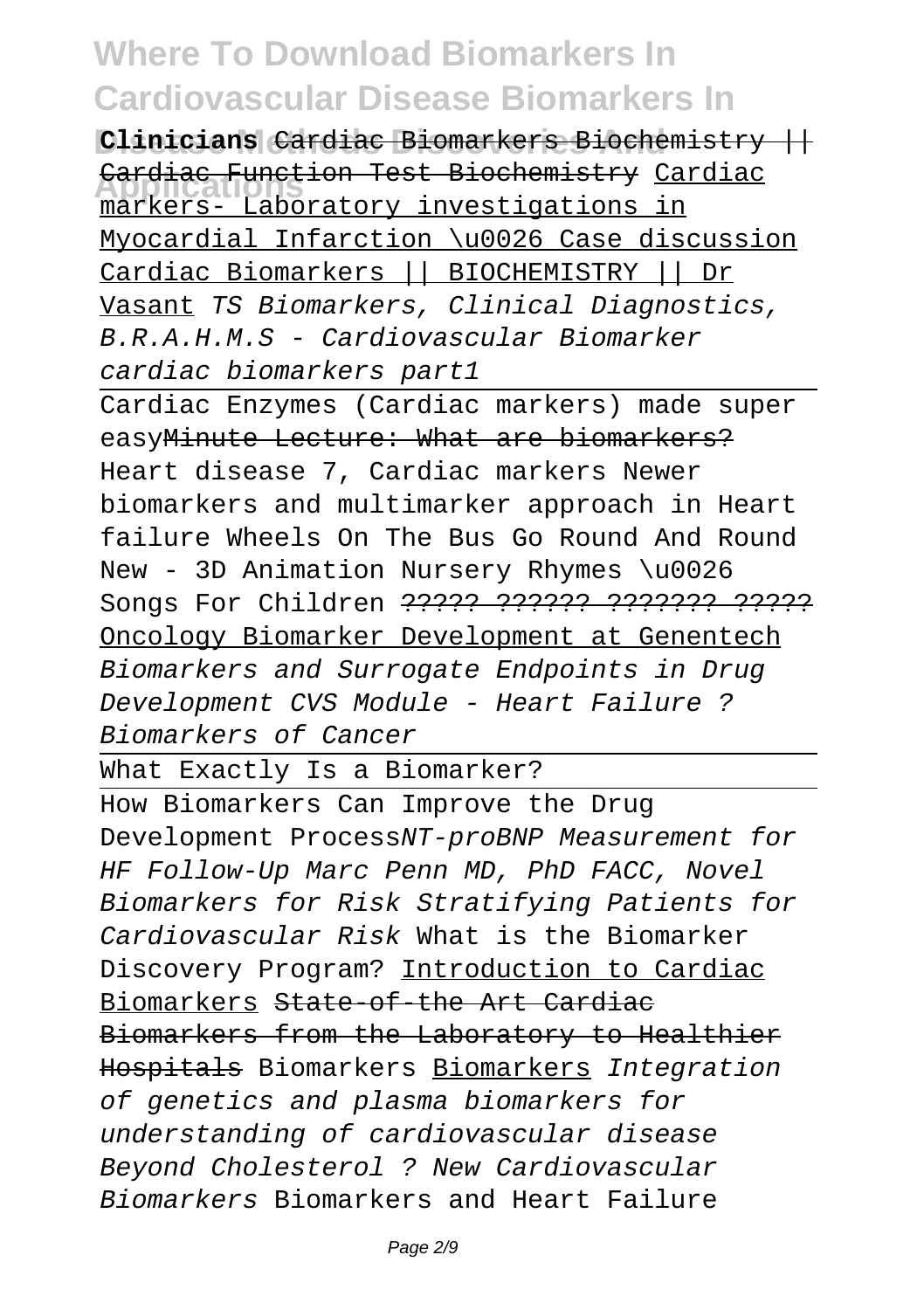**Clinicians** ~~Cardiac Biomarkers Biochemistry ||~~ ~~Cardiac Function Test Biochemistry~~ Cardiac markers- Laboratory investigations in Myocardial Infarction \u0026 Case discussion Cardiac Biomarkers || BIOCHEMISTRY || Dr Vasant *TS Biomarkers, Clinical Diagnostics, B.R.A.H.M.S - Cardiovascular Biomarker* *cardiac biomarkers part1*

Cardiac Enzymes (Cardiac markers) made super easy~~Minute Lecture: What are biomarkers?~~ Heart disease 7, Cardiac markers Newer biomarkers and multimarker approach in Heart failure Wheels On The Bus Go Round And Round New - 3D Animation Nursery Rhymes \u0026 Songs For Children ~~????? ?????? ??????? ?????~~ Oncology Biomarker Development at Genentech *Biomarkers and Surrogate Endpoints in Drug Development CVS Module - Heart Failure ? Biomarkers of Cancer*

What Exactly Is a Biomarker?

How Biomarkers Can Improve the Drug Development Process*NT-proBNP Measurement for HF Follow-Up Marc Penn MD, PhD FACC, Novel Biomarkers for Risk Stratifying Patients for Cardiovascular Risk* What is the Biomarker Discovery Program? Introduction to Cardiac Biomarkers ~~State-of-the Art Cardiac Biomarkers from the Laboratory to Healthier Hospitals~~ Biomarkers Biomarkers *Integration of genetics and plasma biomarkers for understanding of cardiovascular disease Beyond Cholesterol ? New Cardiovascular Biomarkers* Biomarkers and Heart Failure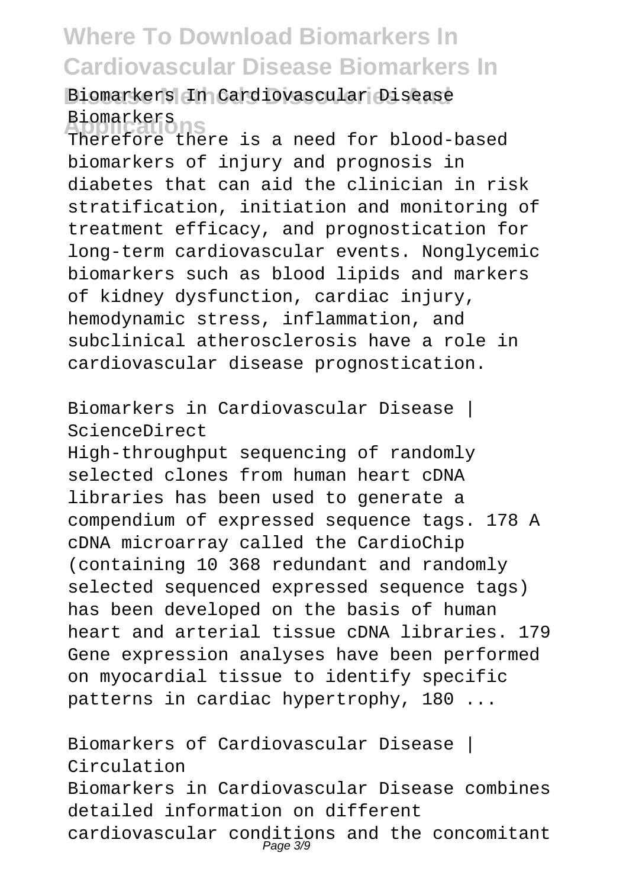Biomarkers In Cardiovascular Disease Biomarkers

Therefore there is a need for blood-based biomarkers of injury and prognosis in diabetes that can aid the clinician in risk stratification, initiation and monitoring of treatment efficacy, and prognostication for long-term cardiovascular events. Nonglycemic biomarkers such as blood lipids and markers of kidney dysfunction, cardiac injury, hemodynamic stress, inflammation, and subclinical atherosclerosis have a role in cardiovascular disease prognostication.

Biomarkers in Cardiovascular Disease | ScienceDirect

High-throughput sequencing of randomly selected clones from human heart cDNA libraries has been used to generate a compendium of expressed sequence tags. 178 A cDNA microarray called the CardioChip (containing 10 368 redundant and randomly selected sequenced expressed sequence tags) has been developed on the basis of human heart and arterial tissue cDNA libraries. 179 Gene expression analyses have been performed on myocardial tissue to identify specific patterns in cardiac hypertrophy, 180 ...

Biomarkers of Cardiovascular Disease | Circulation

Biomarkers in Cardiovascular Disease combines detailed information on different cardiovascular conditions and the concomitant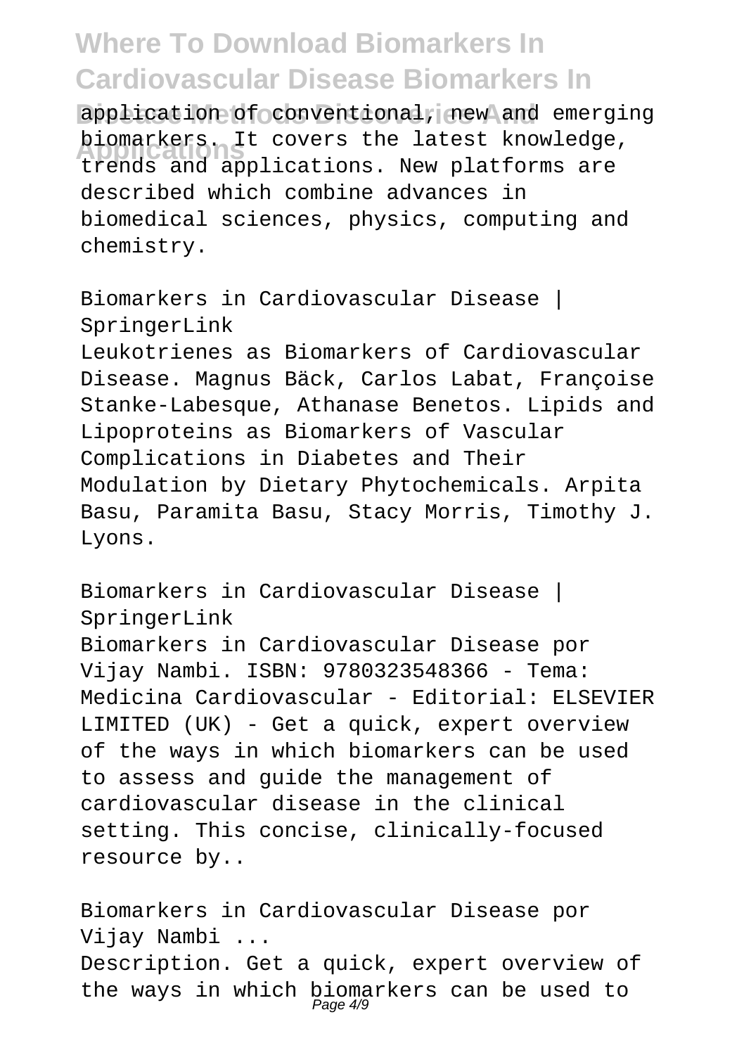application of conventional, new and emerging biomarkers. It covers the latest knowledge, trends and applications. New platforms are described which combine advances in biomedical sciences, physics, computing and chemistry.

Biomarkers in Cardiovascular Disease | SpringerLink

Leukotrienes as Biomarkers of Cardiovascular Disease. Magnus Bäck, Carlos Labat, Françoise Stanke-Labesque, Athanase Benetos. Lipids and Lipoproteins as Biomarkers of Vascular Complications in Diabetes and Their Modulation by Dietary Phytochemicals. Arpita Basu, Paramita Basu, Stacy Morris, Timothy J. Lyons.

Biomarkers in Cardiovascular Disease | SpringerLink

Biomarkers in Cardiovascular Disease por Vijay Nambi. ISBN: 9780323548366 - Tema: Medicina Cardiovascular - Editorial: ELSEVIER LIMITED (UK) - Get a quick, expert overview of the ways in which biomarkers can be used to assess and guide the management of cardiovascular disease in the clinical setting. This concise, clinically-focused resource by..

Biomarkers in Cardiovascular Disease por Vijay Nambi ...

Description. Get a quick, expert overview of the ways in which biomarkers can be used to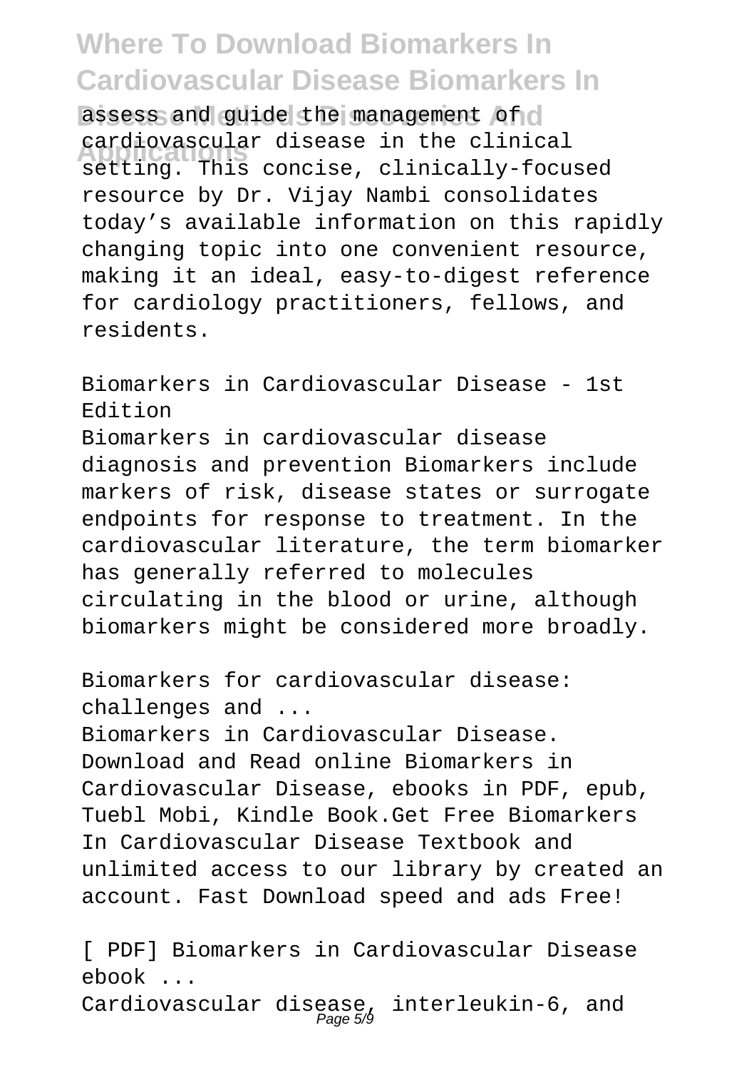assess and guide the management of cardiovascular disease in the clinical setting. This concise, clinically-focused resource by Dr. Vijay Nambi consolidates today's available information on this rapidly changing topic into one convenient resource, making it an ideal, easy-to-digest reference for cardiology practitioners, fellows, and residents.

Biomarkers in Cardiovascular Disease - 1st Edition

Biomarkers in cardiovascular disease diagnosis and prevention Biomarkers include markers of risk, disease states or surrogate endpoints for response to treatment. In the cardiovascular literature, the term biomarker has generally referred to molecules circulating in the blood or urine, although biomarkers might be considered more broadly.

Biomarkers for cardiovascular disease: challenges and ...

Biomarkers in Cardiovascular Disease. Download and Read online Biomarkers in Cardiovascular Disease, ebooks in PDF, epub, Tuebl Mobi, Kindle Book.Get Free Biomarkers In Cardiovascular Disease Textbook and unlimited access to our library by created an account. Fast Download speed and ads Free!

[ PDF] Biomarkers in Cardiovascular Disease ebook ...

Cardiovascular disease, interleukin-6, and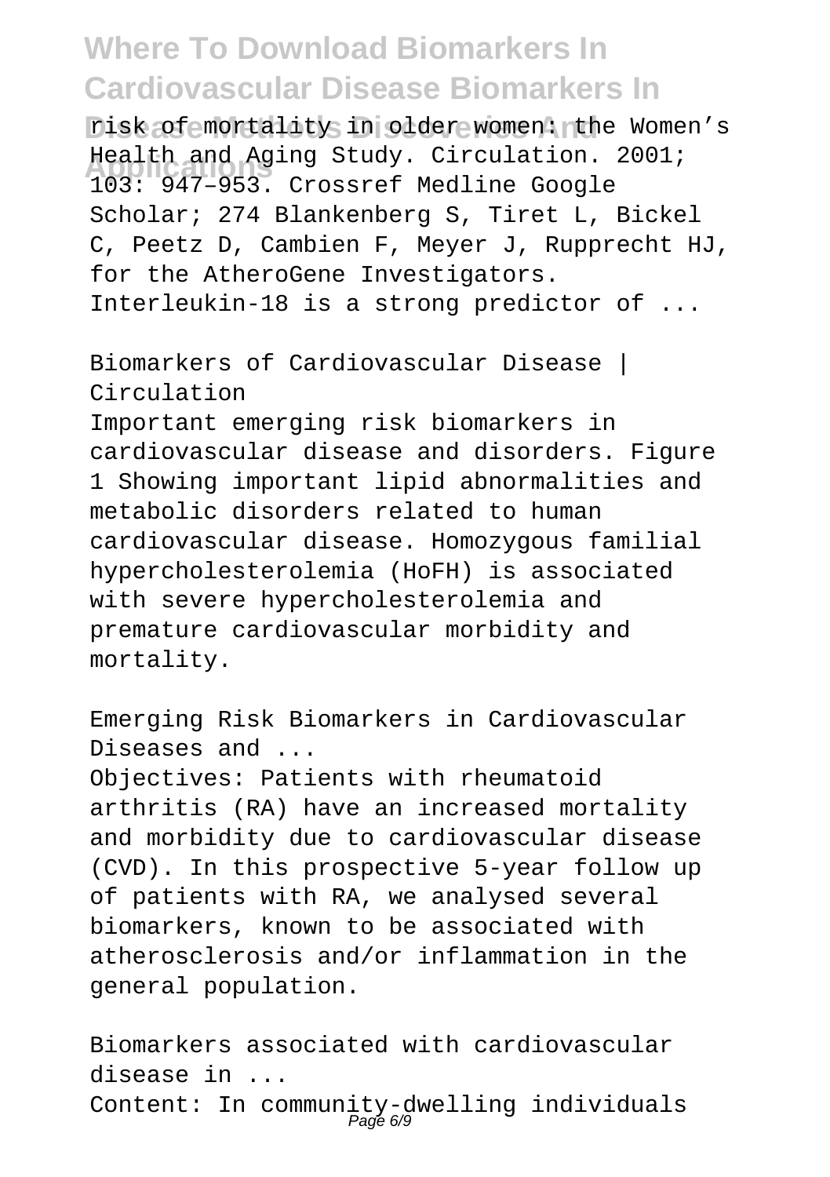risk of mortality in older women: the Women's Health and Aging Study. Circulation. 2001; 103: 947–953. Crossref Medline Google Scholar; 274 Blankenberg S, Tiret L, Bickel C, Peetz D, Cambien F, Meyer J, Rupprecht HJ, for the AtheroGene Investigators. Interleukin-18 is a strong predictor of ...

Biomarkers of Cardiovascular Disease | Circulation

Important emerging risk biomarkers in cardiovascular disease and disorders. Figure 1 Showing important lipid abnormalities and metabolic disorders related to human cardiovascular disease. Homozygous familial hypercholesterolemia (HoFH) is associated with severe hypercholesterolemia and premature cardiovascular morbidity and mortality.

Emerging Risk Biomarkers in Cardiovascular Diseases and ...

Objectives: Patients with rheumatoid arthritis (RA) have an increased mortality and morbidity due to cardiovascular disease (CVD). In this prospective 5-year follow up of patients with RA, we analysed several biomarkers, known to be associated with atherosclerosis and/or inflammation in the general population.

Biomarkers associated with cardiovascular disease in ...

Content: In community-dwelling individuals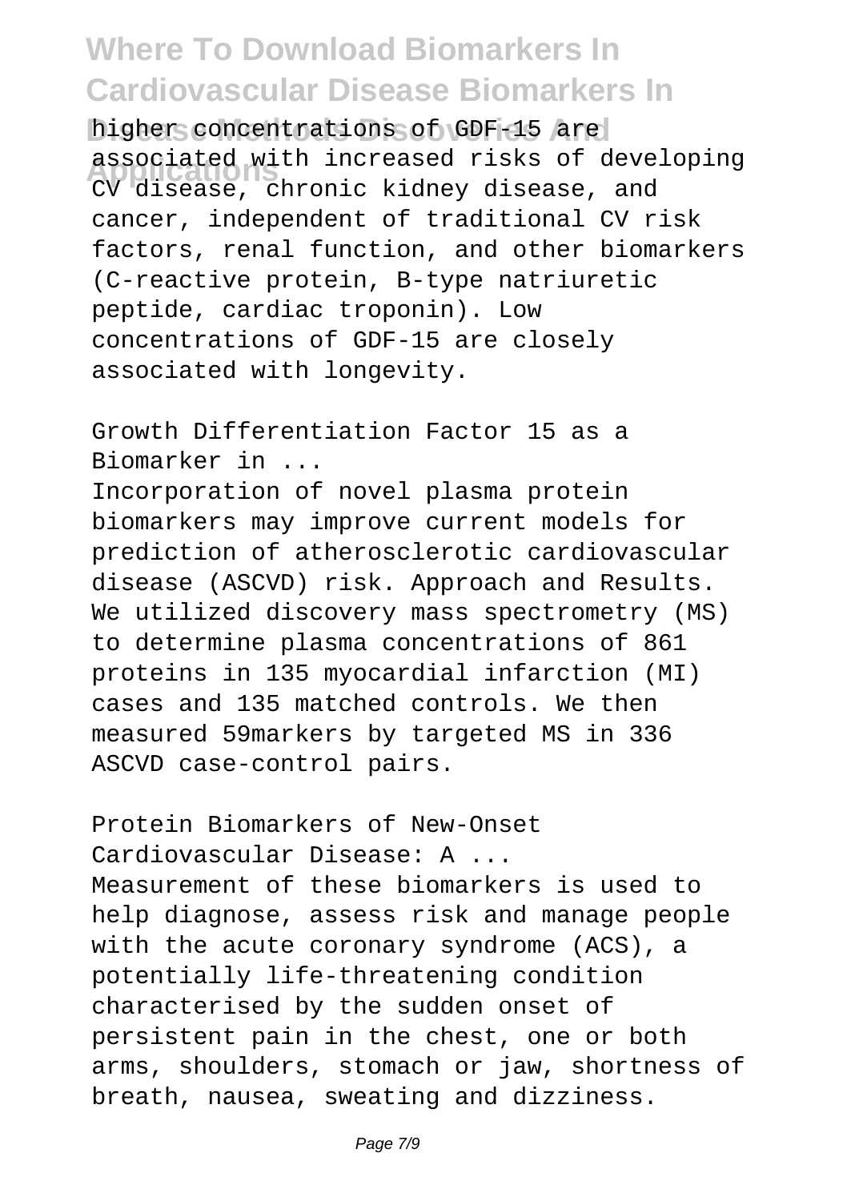higher concentrations of GDF-15 are associated with increased risks of developing CV disease, chronic kidney disease, and cancer, independent of traditional CV risk factors, renal function, and other biomarkers (C-reactive protein, B-type natriuretic peptide, cardiac troponin). Low concentrations of GDF-15 are closely associated with longevity.

Growth Differentiation Factor 15 as a Biomarker in ...

Incorporation of novel plasma protein biomarkers may improve current models for prediction of atherosclerotic cardiovascular disease (ASCVD) risk. Approach and Results. We utilized discovery mass spectrometry (MS) to determine plasma concentrations of 861 proteins in 135 myocardial infarction (MI) cases and 135 matched controls. We then measured 59markers by targeted MS in 336 ASCVD case-control pairs.

Protein Biomarkers of New-Onset Cardiovascular Disease: A ...

Measurement of these biomarkers is used to help diagnose, assess risk and manage people with the acute coronary syndrome (ACS), a potentially life-threatening condition characterised by the sudden onset of persistent pain in the chest, one or both arms, shoulders, stomach or jaw, shortness of breath, nausea, sweating and dizziness.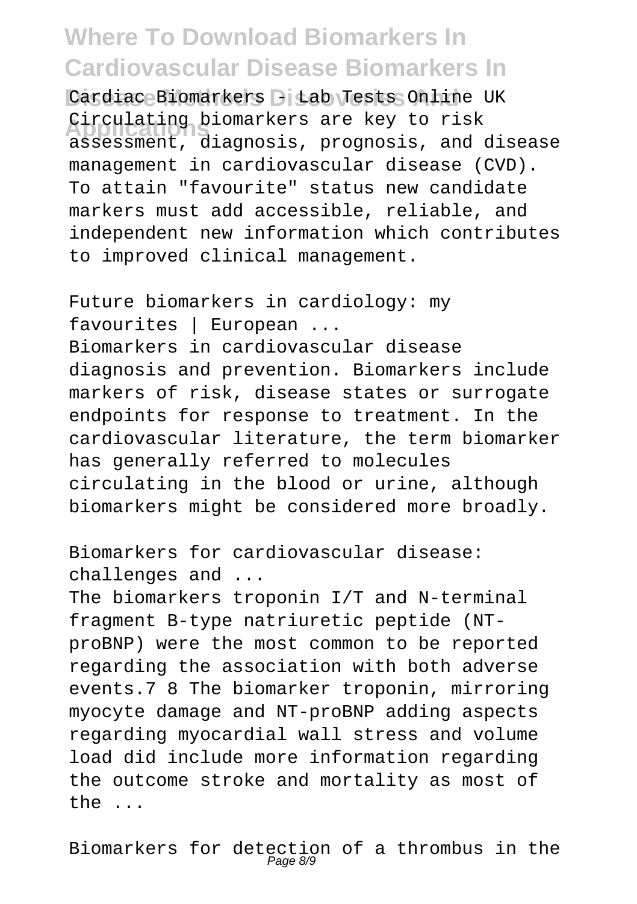Cardiac Biomarkers - Lab Tests Online UK

Circulating biomarkers are key to risk assessment, diagnosis, prognosis, and disease management in cardiovascular disease (CVD). To attain "favourite" status new candidate markers must add accessible, reliable, and independent new information which contributes to improved clinical management.

Future biomarkers in cardiology: my favourites | European ...

Biomarkers in cardiovascular disease diagnosis and prevention. Biomarkers include markers of risk, disease states or surrogate endpoints for response to treatment. In the cardiovascular literature, the term biomarker has generally referred to molecules circulating in the blood or urine, although biomarkers might be considered more broadly.

Biomarkers for cardiovascular disease: challenges and ...

The biomarkers troponin I/T and N-terminal fragment B-type natriuretic peptide (NT-proBNP) were the most common to be reported regarding the association with both adverse events.7 8 The biomarker troponin, mirroring myocyte damage and NT-proBNP adding aspects regarding myocardial wall stress and volume load did include more information regarding the outcome stroke and mortality as most of the ...

Biomarkers for detection of a thrombus in the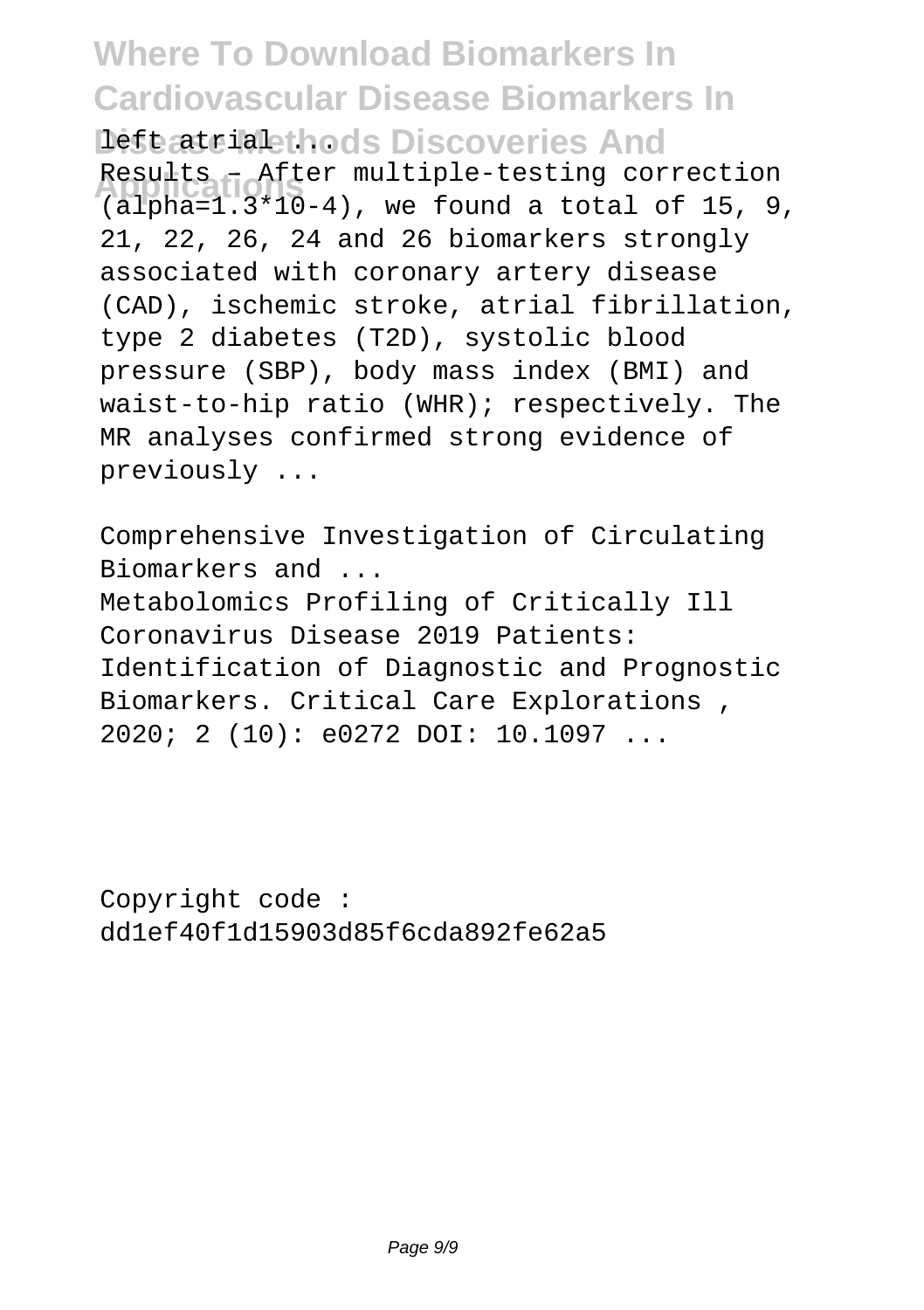Left atrial ...

Results – After multiple-testing correction (alpha=1.3*10-4), we found a total of 15, 9, 21, 22, 26, 24 and 26 biomarkers strongly associated with coronary artery disease (CAD), ischemic stroke, atrial fibrillation, type 2 diabetes (T2D), systolic blood pressure (SBP), body mass index (BMI) and waist-to-hip ratio (WHR); respectively. The MR analyses confirmed strong evidence of previously ...

Comprehensive Investigation of Circulating Biomarkers and ...

Metabolomics Profiling of Critically Ill Coronavirus Disease 2019 Patients: Identification of Diagnostic and Prognostic Biomarkers. Critical Care Explorations , 2020; 2 (10): e0272 DOI: 10.1097 ...

Copyright code : dd1ef40f1d15903d85f6cda892fe62a5